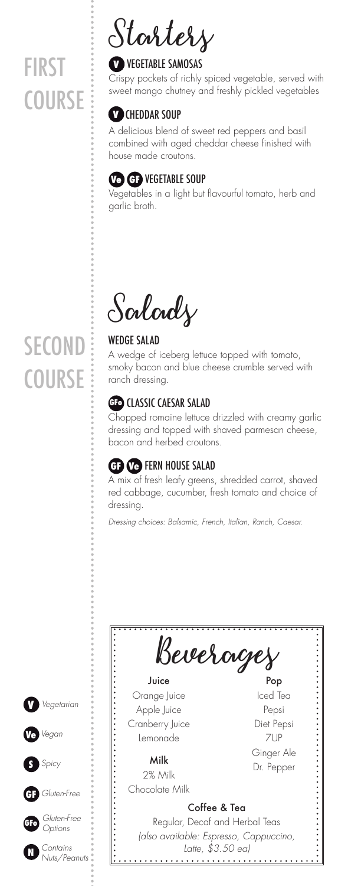# FIRST COURSE

## Starters

### V VEGETABLE SAMOSAS

Crispy pockets of richly spiced vegetable, served with sweet mango chutney and freshly pickled vegetables

### V CHEDDAR SOUP

A delicious blend of sweet red peppers and basil combined with aged cheddar cheese finished with house made croutons.

### Ve GF VEGETABLE SOUP

Vegetables in a light but flavourful tomato, herb and garlic broth.

# SECOND COURSE

## Salads

### WEDGE SALAD

A wedge of iceberg lettuce topped with tomato, smoky bacon and blue cheese crumble served with ranch dressing.

### GFo CLASSIC CAESAR SALAD

Chopped romaine lettuce drizzled with creamy garlic dressing and topped with shaved parmesan cheese, bacon and herbed croutons.

### GF Ve FERN HOUSE SALAD

A mix of fresh leafy greens, shredded carrot, shaved red cabbage, cucumber, fresh tomato and choice of dressing.

*Dressing choices: Balsamic, French, Italian, Ranch, Caesar.*

## Beverages

**Juice**

Orange Juice
Apple Juice
Cranberry Juice
Lemonade

**Milk**

2% Milk
Chocolate Milk

**Pop**

Iced Tea
Pepsi
Diet Pepsi
7UP
Ginger Ale
Dr. Pepper

**Coffee & Tea**

Regular, Decaf and Herbal Teas
*(also available: Espresso, Cappuccino, Latte, $3.50 ea)*

---

- V *Vegetarian*
- Ve *Vegan*
- S *Spicy*
- GF *Gluten-Free*
- GFo *Gluten-Free Options*
- N *Contains Nuts/Peanuts*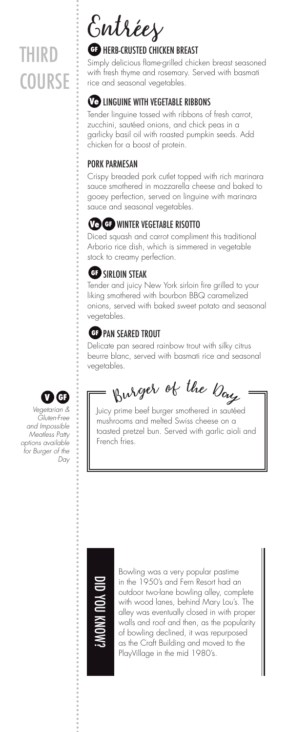# THIRD COURSE

## Entrées

### GF HERB-CRUSTED CHICKEN BREAST

Simply delicious flame-grilled chicken breast seasoned with fresh thyme and rosemary. Served with basmati rice and seasonal vegetables.

### Ve LINGUINE WITH VEGETABLE RIBBONS

Tender linguine tossed with ribbons of fresh carrot, zucchini, sautéed onions, and chick peas in a garlicky basil oil with roasted pumpkin seeds. Add chicken for a boost of protein.

### PORK PARMESAN

Crispy breaded pork cutlet topped with rich marinara sauce smothered in mozzarella cheese and baked to gooey perfection, served on linguine with marinara sauce and seasonal vegetables.

### Ve GF WINTER VEGETABLE RISOTTO

Diced squash and carrot compliment this traditional Arborio rice dish, which is simmered in vegetable stock to creamy perfection.

### GF SIRLOIN STEAK

Tender and juicy New York sirloin fire grilled to your liking smothered with bourbon BBQ caramelized onions, served with baked sweet potato and seasonal vegetables.

### GF PAN SEARED TROUT

Delicate pan seared rainbow trout with silky citrus beurre blanc, served with basmati rice and seasonal vegetables.

## Burger of the Day

Juicy prime beef burger smothered in sautéed mushrooms and melted Swiss cheese on a toasted pretzel bun. Served with garlic aioli and French fries.

V GF *Vegetarian & Gluten-Free and Impossible Meatless Patty options available for Burger of the Day*

## DID YOU KNOW?

Bowling was a very popular pastime in the 1950's and Fern Resort had an outdoor two-lane bowling alley, complete with wood lanes, behind Mary Lou's. The alley was eventually closed in with proper walls and roof and then, as the popularity of bowling declined, it was repurposed as the Craft Building and moved to the PlayVillage in the mid 1980's.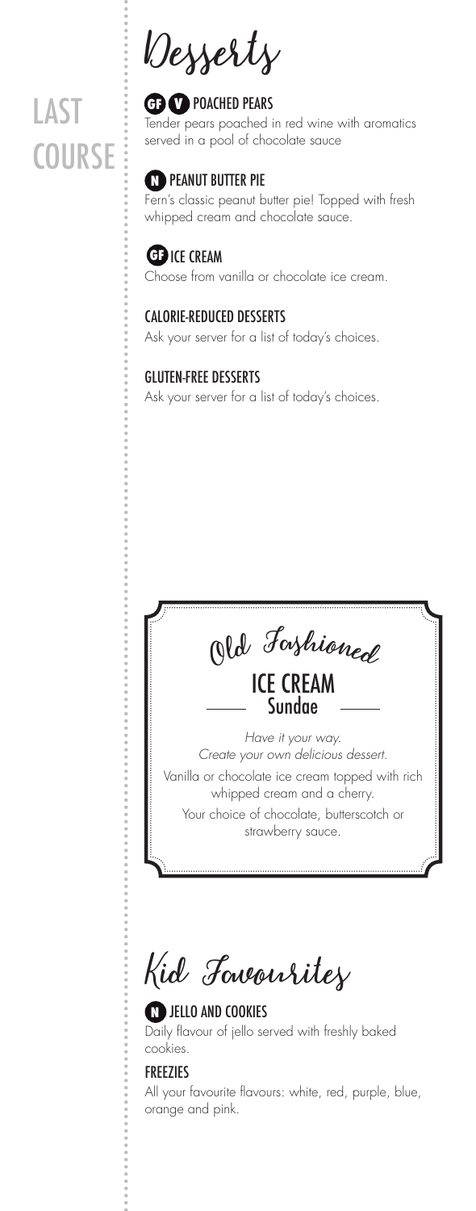# LAST COURSE

## Desserts

### GF V POACHED PEARS

Tender pears poached in red wine with aromatics served in a pool of chocolate sauce

### N PEANUT BUTTER PIE

Fern's classic peanut butter pie! Topped with fresh whipped cream and chocolate sauce.

### GF ICE CREAM

Choose from vanilla or chocolate ice cream.

### CALORIE-REDUCED DESSERTS

Ask your server for a list of today's choices.

### GLUTEN-FREE DESSERTS

Ask your server for a list of today's choices.

## Old Fashioned ICE CREAM Sundae

*Have it your way.*
*Create your own delicious dessert.*

Vanilla or chocolate ice cream topped with rich whipped cream and a cherry.

Your choice of chocolate, butterscotch or strawberry sauce.

## Kid Favourites

### N JELLO AND COOKIES

Daily flavour of jello served with freshly baked cookies.

### FREEZIES

All your favourite flavours: white, red, purple, blue, orange and pink.